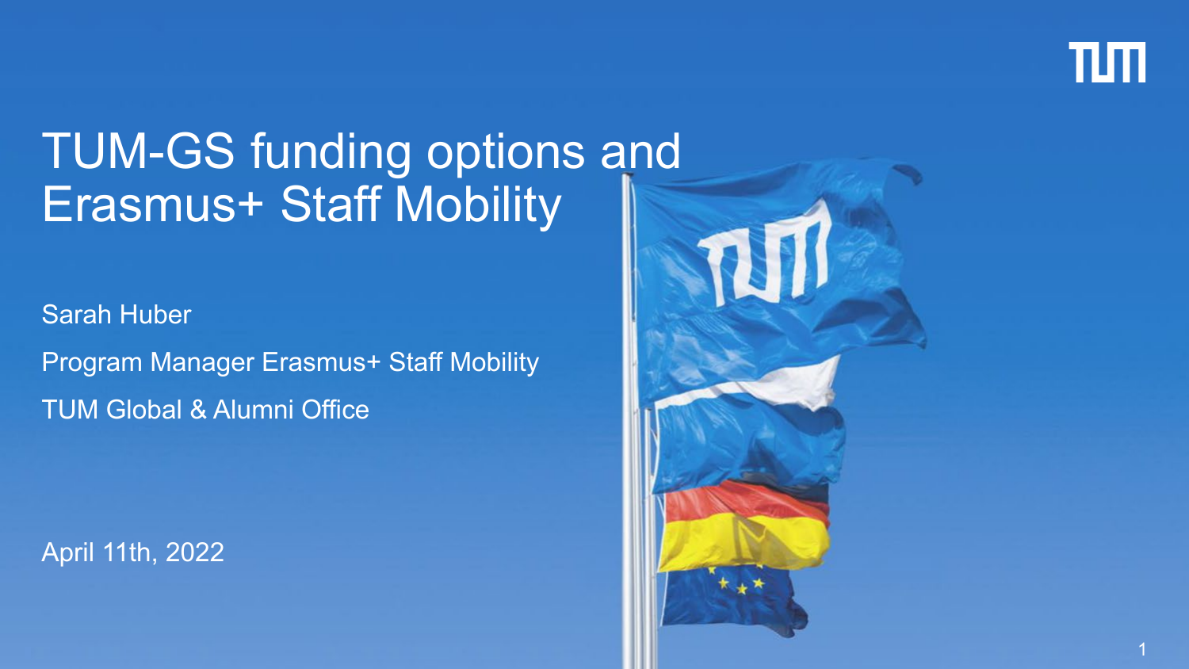# TUM-GS funding options and Erasmus+ Staff Mobility

Sarah Huber

Program Manager Erasmus+ Staff Mobility

TUM Global & Alumni Office

April 11th, 2022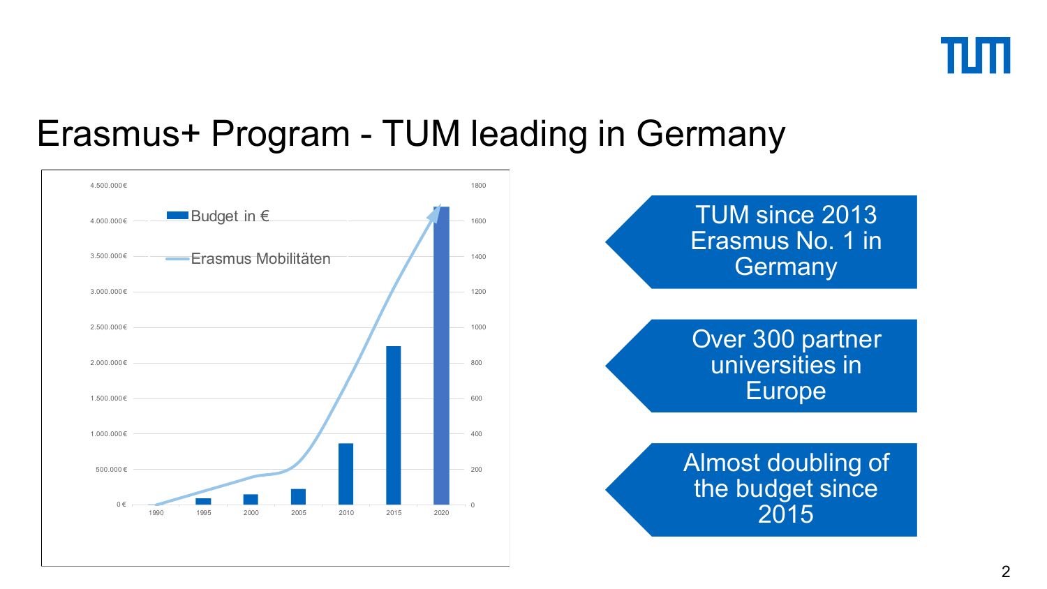# Erasmus+ Program - TUM leading in Germany

Budget in €

Erasmus Mobilitäten

| Year | 1990 | 1995 | 2000 | 2005 | 2010 | 2015 | 2020 |
|---|---|---|---|---|---|---|---|

Left axis: 0 €, 500.000 €, 1.000.000 €, 1.500.000 €, 2.000.000 €, 2.500.000 €, 3.000.000 €, 3.500.000 €, 4.000.000 €, 4.500.000 €

Right axis: 0, 200, 400, 600, 800, 1000, 1200, 1400, 1600, 1800

- TUM since 2013 Erasmus No. 1 in Germany
- Over 300 partner universities in Europe
- Almost doubling of the budget since 2015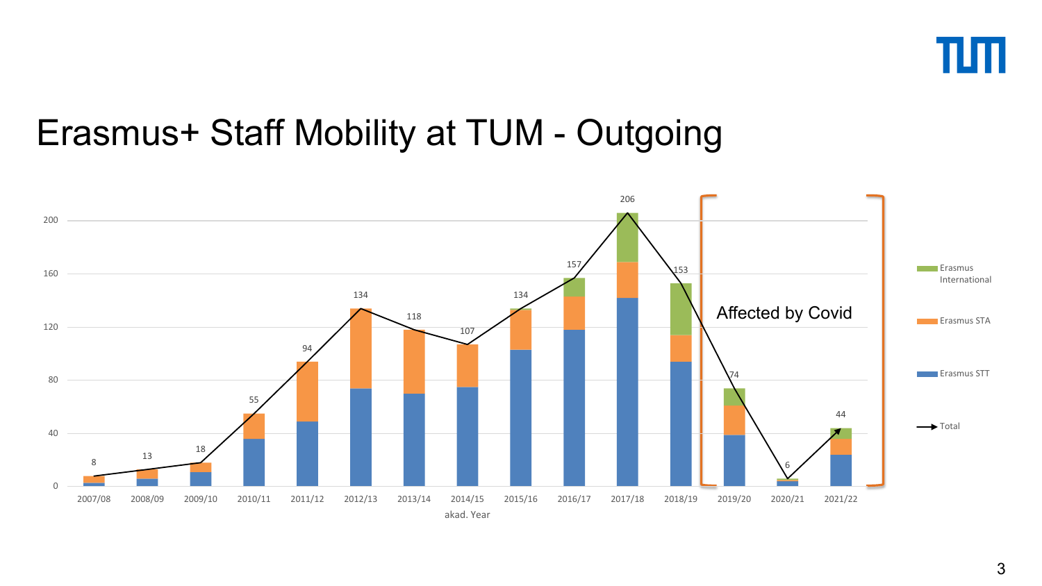# Erasmus+ Staff Mobility at TUM - Outgoing

| akad. Year | Total |
| --- | --- |
| 2007/08 | 8 |
| 2008/09 | 13 |
| 2009/10 | 18 |
| 2010/11 | 55 |
| 2011/12 | 94 |
| 2012/13 | 134 |
| 2013/14 | 118 |
| 2014/15 | 107 |
| 2015/16 | 134 |
| 2016/17 | 157 |
| 2017/18 | 206 |
| 2018/19 | 153 |
| 2019/20 | 74 |
| 2020/21 | 6 |
| 2021/22 | 44 |

Legend: Erasmus International, Erasmus STA, Erasmus STT, Total

Affected by Covid (2019/20 – 2021/22)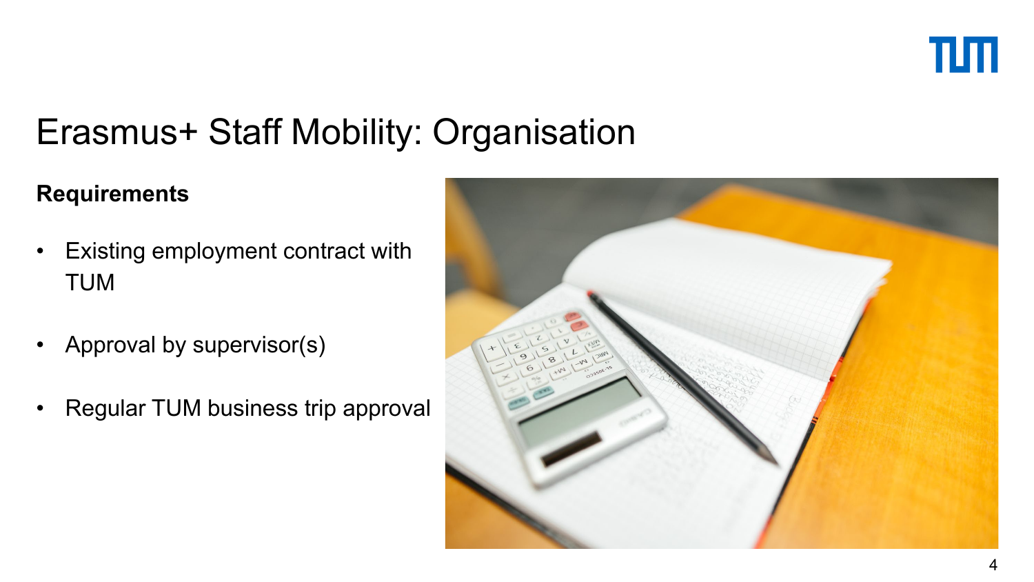# Erasmus+ Staff Mobility: Organisation

**Requirements**

- Existing employment contract with TUM
- Approval by supervisor(s)
- Regular TUM business trip approval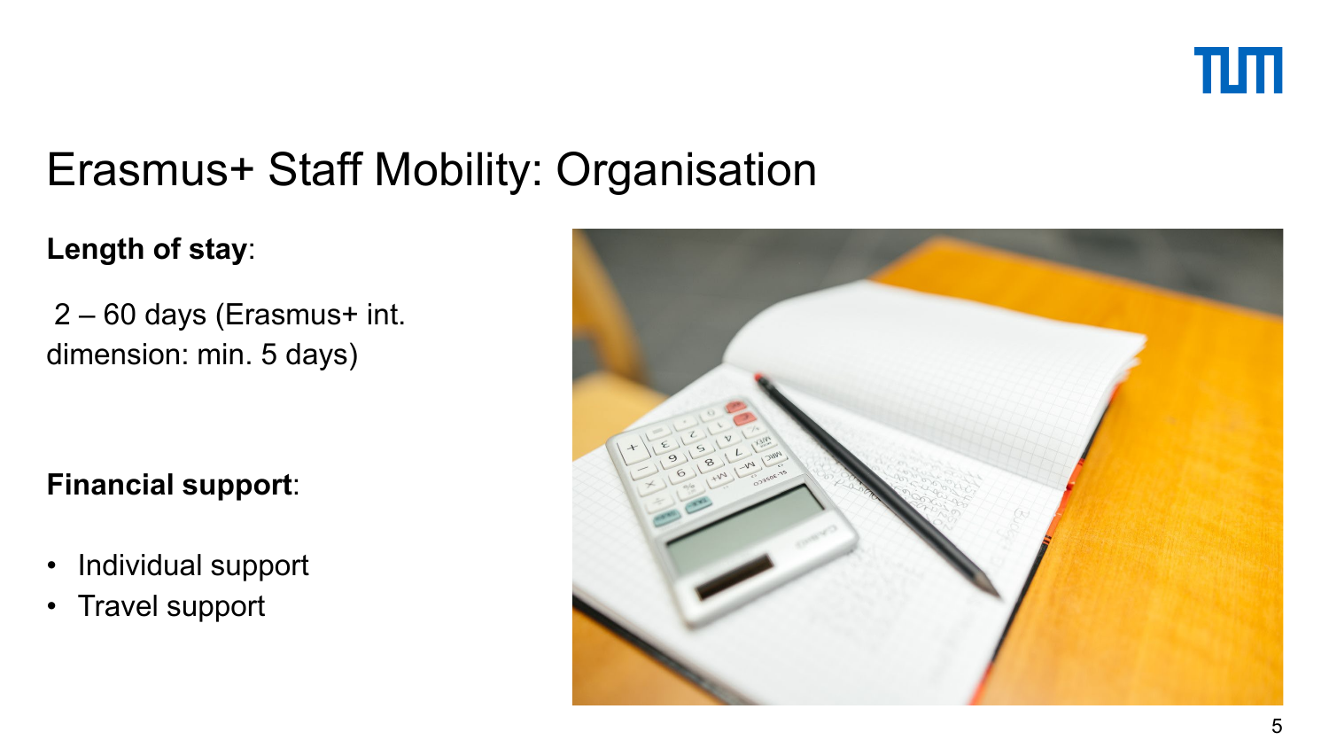# Erasmus+ Staff Mobility: Organisation

**Length of stay**:

2 – 60 days (Erasmus+ int. dimension: min. 5 days)

**Financial support**:

- Individual support
- Travel support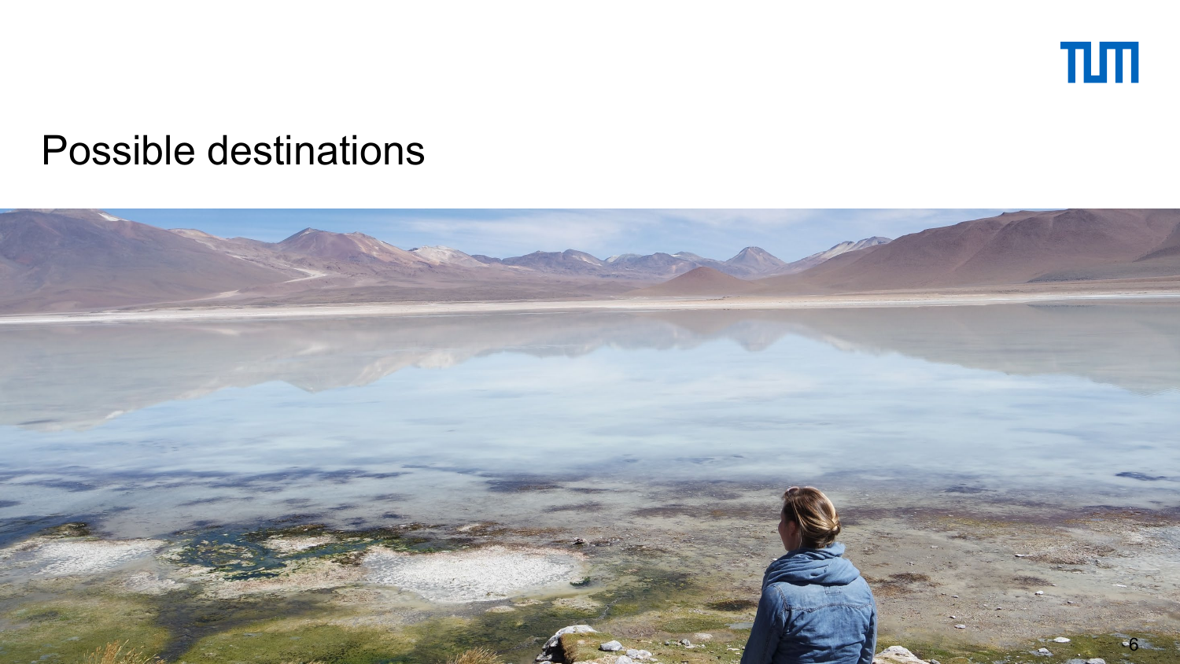# Possible destinations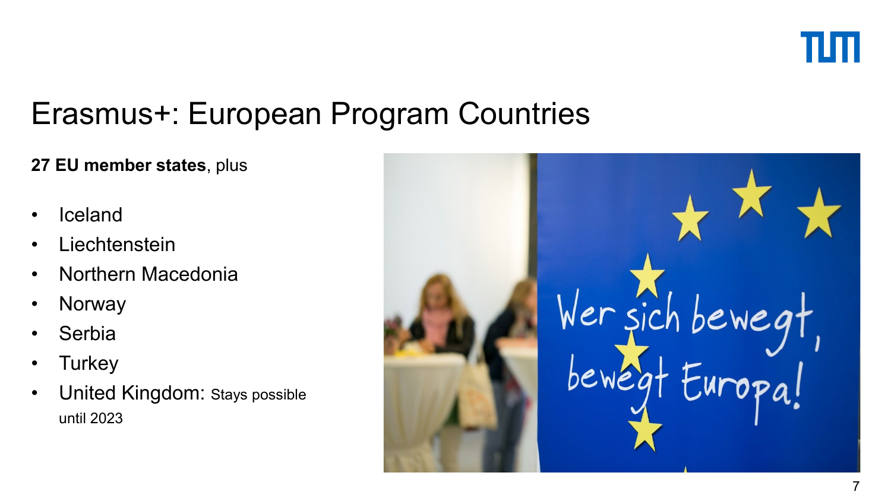# Erasmus+: European Program Countries

**27 EU member states**, plus

- Iceland
- Liechtenstein
- Northern Macedonia
- Norway
- Serbia
- Turkey
- United Kingdom: Stays possible until 2023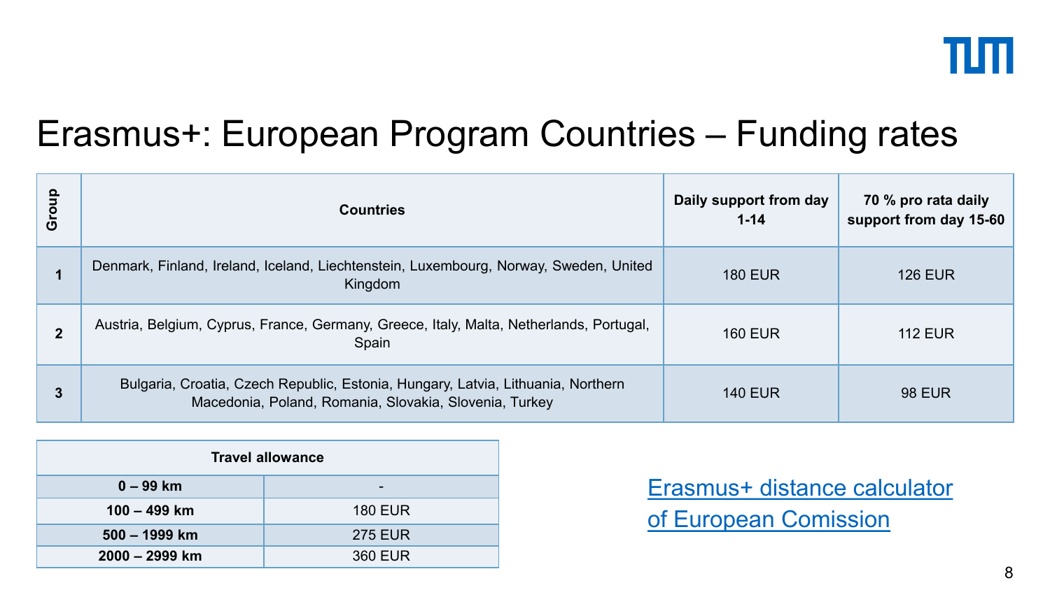# Erasmus+: European Program Countries – Funding rates

| Group | Countries | Daily support from day 1-14 | 70 % pro rata daily support from day 15-60 |
|---|---|---|---|
| 1 | Denmark, Finland, Ireland, Iceland, Liechtenstein, Luxembourg, Norway, Sweden, United Kingdom | 180 EUR | 126 EUR |
| 2 | Austria, Belgium, Cyprus, France, Germany, Greece, Italy, Malta, Netherlands, Portugal, Spain | 160 EUR | 112 EUR |
| 3 | Bulgaria, Croatia, Czech Republic, Estonia, Hungary, Latvia, Lithuania, Northern Macedonia, Poland, Romania, Slovakia, Slovenia, Turkey | 140 EUR | 98 EUR |

| Travel allowance | |
|---|---|
| **0 – 99 km** | - |
| **100 – 499 km** | 180 EUR |
| **500 – 1999 km** | 275 EUR |
| **2000 – 2999 km** | 360 EUR |

Erasmus+ distance calculator of European Comission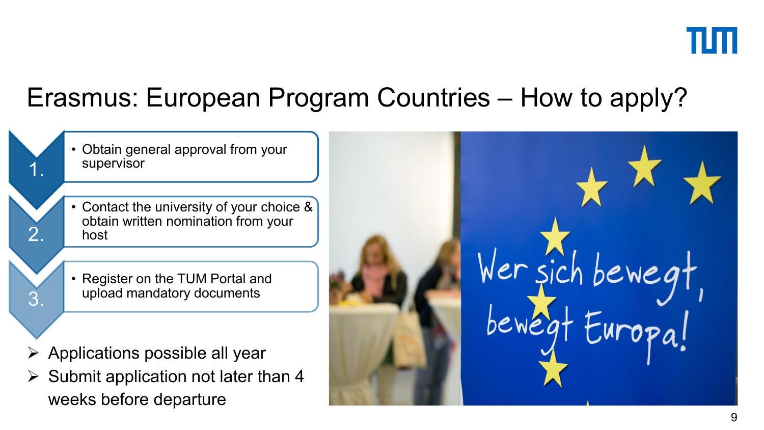# Erasmus: European Program Countries – How to apply?

1. Obtain general approval from your supervisor
2. Contact the university of your choice & obtain written nomination from your host
3. Register on the TUM Portal and upload mandatory documents

- Applications possible all year
- Submit application not later than 4 weeks before departure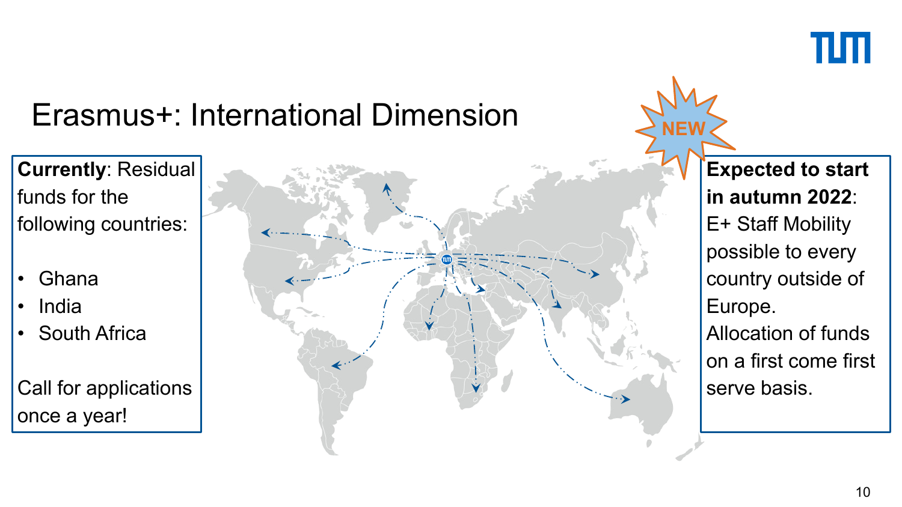# Erasmus+: International Dimension

**Currently**: Residual funds for the following countries:

- Ghana
- India
- South Africa

Call for applications once a year!

NEW

**Expected to start in autumn 2022**: E+ Staff Mobility possible to every country outside of Europe. Allocation of funds on a first come first serve basis.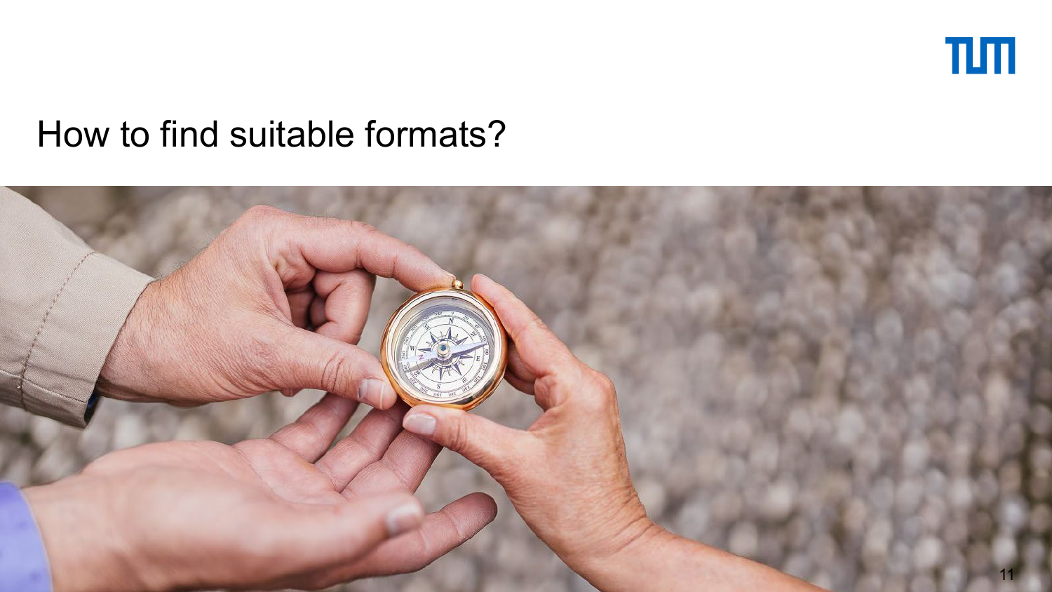# How to find suitable formats?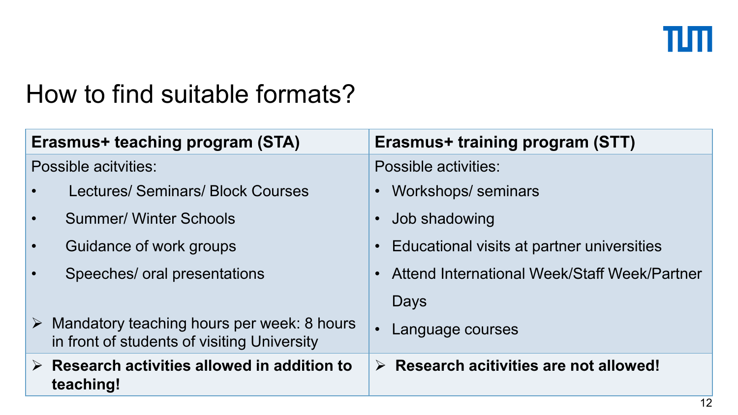# How to find suitable formats?

| Erasmus+ teaching program (STA) | Erasmus+ training program (STT) |
| --- | --- |
| Possible acitvities:<br>• Lectures/ Seminars/ Block Courses<br>• Summer/ Winter Schools<br>• Guidance of work groups<br>• Speeches/ oral presentations<br><br>➢ Mandatory teaching hours per week: 8 hours in front of students of visiting University | Possible activities:<br>• Workshops/ seminars<br>• Job shadowing<br>• Educational visits at partner universities<br>• Attend International Week/Staff Week/Partner Days<br>• Language courses |
| ➢ **Research activities allowed in addition to teaching!** | ➢ **Research acitivities are not allowed!** |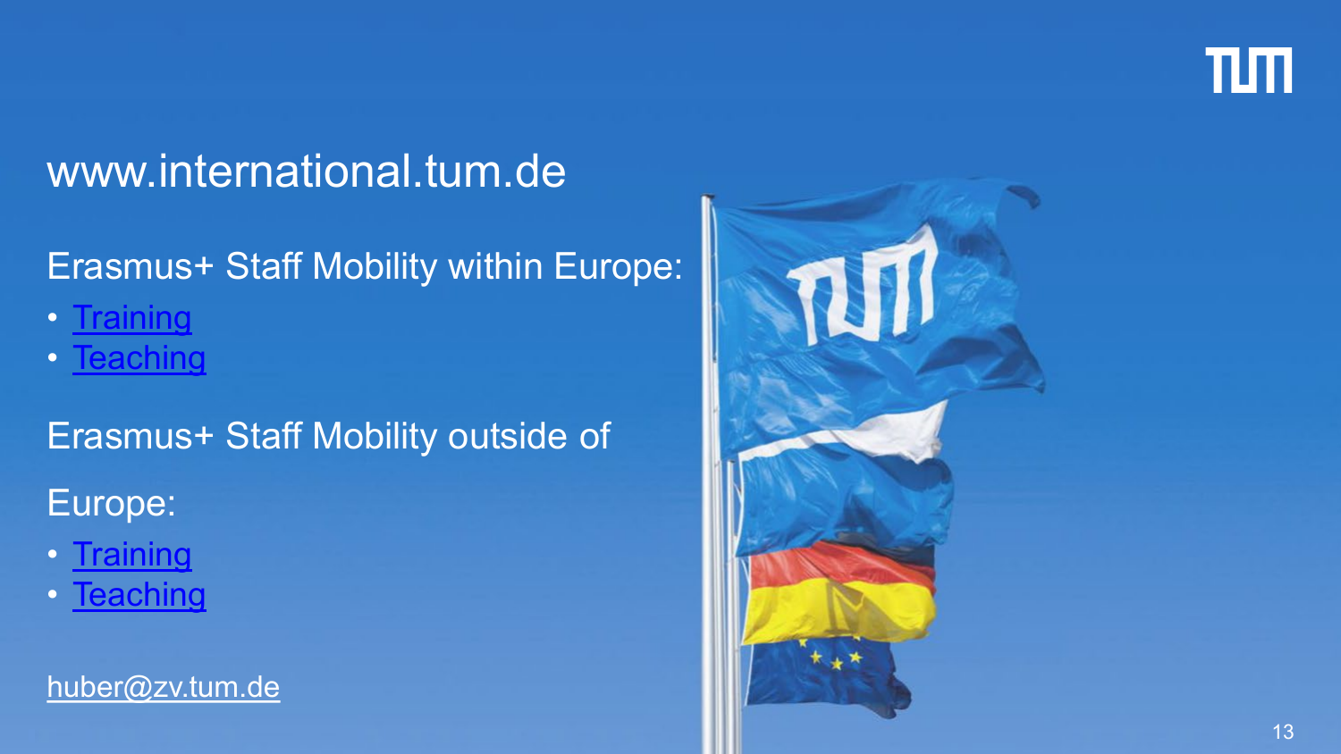www.international.tum.de

Erasmus+ Staff Mobility within Europe:

- Training
- Teaching

Erasmus+ Staff Mobility outside of Europe:

- Training
- Teaching

huber@zv.tum.de